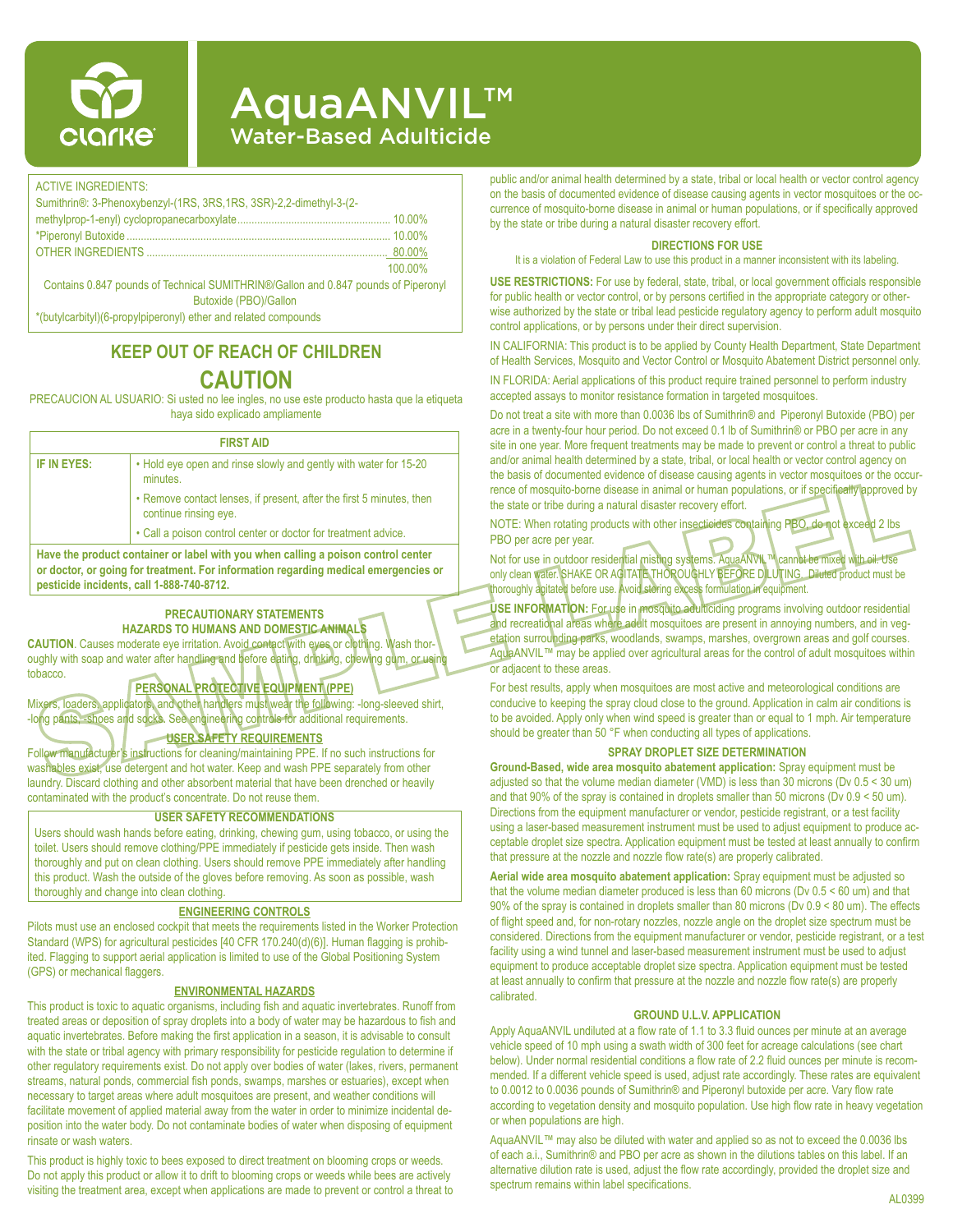# AquaANVIL™

## Water-Based Adulticide

| ACTIVE INGREDIENTS: | |
|---|---|
| Sumithrin®: 3-Phenoxybenzyl-(1RS, 3RS,1RS, 3SR)-2,2-dimethyl-3-(2-methylprop-1-enyl) cyclopropanecarboxylate | 10.00% |
| *Piperonyl Butoxide | 10.00% |
| OTHER INGREDIENTS | 80.00% |
| | 100.00% |

Contains 0.847 pounds of Technical SUMITHRIN®/Gallon and 0.847 pounds of Piperonyl Butoxide (PBO)/Gallon

*(butylcarbityl)(6-propylpiperonyl) ether and related compounds

## KEEP OUT OF REACH OF CHILDREN

## CAUTION

PRECAUCION AL USUARIO: Si usted no lee ingles, no use este producto hasta que la etiqueta haya sido explicado ampliamente

| FIRST AID | |
|---|---|
| **IF IN EYES:** | • Hold eye open and rinse slowly and gently with water for 15-20 minutes.<br>• Remove contact lenses, if present, after the first 5 minutes, then continue rinsing eye.<br>• Call a poison control center or doctor for treatment advice. |

**Have the product container or label with you when calling a poison control center or doctor, or going for treatment. For information regarding medical emergencies or pesticide incidents, call 1-888-740-8712.**

### PRECAUTIONARY STATEMENTS
### HAZARDS TO HUMANS AND DOMESTIC ANIMALS

**CAUTION**. Causes moderate eye irritation. Avoid contact with eyes or clothing. Wash thoroughly with soap and water after handling and before eating, drinking, chewing gum, or using tobacco.

### PERSONAL PROTECTIVE EQUIPMENT (PPE)

Mixers, loaders, applicators, and other handlers must wear the following: -long-sleeved shirt, -long pants, -shoes and socks. See engineering controls for additional requirements.

### USER SAFETY REQUIREMENTS

Follow manufacturer's instructions for cleaning/maintaining PPE. If no such instructions for washables exist, use detergent and hot water. Keep and wash PPE separately from other laundry. Discard clothing and other absorbent material that have been drenched or heavily contaminated with the product's concentrate. Do not reuse them.

### USER SAFETY RECOMMENDATIONS

Users should wash hands before eating, drinking, chewing gum, using tobacco, or using the toilet. Users should remove clothing/PPE immediately if pesticide gets inside. Then wash thoroughly and put on clean clothing. Users should remove PPE immediately after handling this product. Wash the outside of the gloves before removing. As soon as possible, wash thoroughly and change into clean clothing.

### ENGINEERING CONTROLS

Pilots must use an enclosed cockpit that meets the requirements listed in the Worker Protection Standard (WPS) for agricultural pesticides [40 CFR 170.240(d)(6)]. Human flagging is prohibited. Flagging to support aerial application is limited to use of the Global Positioning System (GPS) or mechanical flaggers.

### ENVIRONMENTAL HAZARDS

This product is toxic to aquatic organisms, including fish and aquatic invertebrates. Runoff from treated areas or deposition of spray droplets into a body of water may be hazardous to fish and aquatic invertebrates. Before making the first application in a season, it is advisable to consult with the state or tribal agency with primary responsibility for pesticide regulation to determine if other regulatory requirements exist. Do not apply over bodies of water (lakes, rivers, permanent streams, natural ponds, commercial fish ponds, swamps, marshes or estuaries), except when necessary to target areas where adult mosquitoes are present, and weather conditions will facilitate movement of applied material away from the water in order to minimize incidental deposition into the water body. Do not contaminate bodies of water when disposing of equipment rinsate or wash waters.

This product is highly toxic to bees exposed to direct treatment on blooming crops or weeds. Do not apply this product or allow it to drift to blooming crops or weeds while bees are actively visiting the treatment area, except when applications are made to prevent or control a threat to public and/or animal health determined by a state, tribal or local health or vector control agency on the basis of documented evidence of disease causing agents in vector mosquitoes or the occurrence of mosquito-borne disease in animal or human populations, or if specifically approved by the state or tribe during a natural disaster recovery effort.

### DIRECTIONS FOR USE

It is a violation of Federal Law to use this product in a manner inconsistent with its labeling.

**USE RESTRICTIONS:** For use by federal, state, tribal, or local government officials responsible for public health or vector control, or by persons certified in the appropriate category or otherwise authorized by the state or tribal lead pesticide regulatory agency to perform adult mosquito control applications, or by persons under their direct supervision.

IN CALIFORNIA: This product is to be applied by County Health Department, State Department of Health Services, Mosquito and Vector Control or Mosquito Abatement District personnel only.

IN FLORIDA: Aerial applications of this product require trained personnel to perform industry accepted assays to monitor resistance formation in targeted mosquitoes.

Do not treat a site with more than 0.0036 lbs of Sumithrin® and Piperonyl Butoxide (PBO) per acre in a twenty-four hour period. Do not exceed 0.1 lb of Sumithrin® or PBO per acre in any site in one year. More frequent treatments may be made to prevent or control a threat to public and/or animal health determined by a state, tribal, or local health or vector control agency on the basis of documented evidence of disease causing agents in vector mosquitoes or the occurrence of mosquito-borne disease in animal or human populations, or if specifically approved by the state or tribe during a natural disaster recovery effort.

NOTE: When rotating products with other insecticides containing PBO, do not exceed 2 lbs PBO per acre per year.

Not for use in outdoor residential misting systems. AquaANVIL™ cannot be mixed with oil. Use only clean water. SHAKE OR AGITATE THOROUGHLY BEFORE DILUTING. Diluted product must be thoroughly agitated before use. Avoid storing excess formulation in equipment.

**USE INFORMATION:** For use in mosquito adulticiding programs involving outdoor residential and recreational areas where adult mosquitoes are present in annoying numbers, and in vegetation surrounding parks, woodlands, swamps, marshes, overgrown areas and golf courses. AquaANVIL™ may be applied over agricultural areas for the control of adult mosquitoes within or adjacent to these areas.

For best results, apply when mosquitoes are most active and meteorological conditions are conducive to keeping the spray cloud close to the ground. Application in calm air conditions is to be avoided. Apply only when wind speed is greater than or equal to 1 mph. Air temperature should be greater than 50 °F when conducting all types of applications.

### SPRAY DROPLET SIZE DETERMINATION

**Ground-Based, wide area mosquito abatement application:** Spray equipment must be adjusted so that the volume median diameter (VMD) is less than 30 microns ($Dv\ 0.5 < 30$ um) and that 90% of the spray is contained in droplets smaller than 50 microns ($Dv\ 0.9 < 50$ um). Directions from the equipment manufacturer or vendor, pesticide registrant, or a test facility using a laser-based measurement instrument must be used to adjust equipment to produce acceptable droplet size spectra. Application equipment must be tested at least annually to confirm that pressure at the nozzle and nozzle flow rate(s) are properly calibrated.

**Aerial wide area mosquito abatement application:** Spray equipment must be adjusted so that the volume median diameter produced is less than 60 microns ($Dv\ 0.5 < 60$ um) and that 90% of the spray is contained in droplets smaller than 80 microns ($Dv\ 0.9 < 80$ um). The effects of flight speed and, for non-rotary nozzles, nozzle angle on the droplet size spectrum must be considered. Directions from the equipment manufacturer or vendor, pesticide registrant, or a test facility using a wind tunnel and laser-based measurement instrument must be used to adjust equipment to produce acceptable droplet size spectra. Application equipment must be tested at least annually to confirm that pressure at the nozzle and nozzle flow rate(s) are properly calibrated.

### GROUND U.L.V. APPLICATION

Apply AquaANVIL undiluted at a flow rate of 1.1 to 3.3 fluid ounces per minute at an average vehicle speed of 10 mph using a swath width of 300 feet for acreage calculations (see chart below). Under normal residential conditions a flow rate of 2.2 fluid ounces per minute is recommended. If a different vehicle speed is used, adjust rate accordingly. These rates are equivalent to 0.0012 to 0.0036 pounds of Sumithrin® and Piperonyl butoxide per acre. Vary flow rate according to vegetation density and mosquito population. Use high flow rate in heavy vegetation or when populations are high.

AquaANVIL™ may also be diluted with water and applied so as not to exceed the 0.0036 lbs of each a.i., Sumithrin® and PBO per acre as shown in the dilutions tables on this label. If an alternative dilution rate is used, adjust the flow rate accordingly, provided the droplet size and spectrum remains within label specifications.

AL0399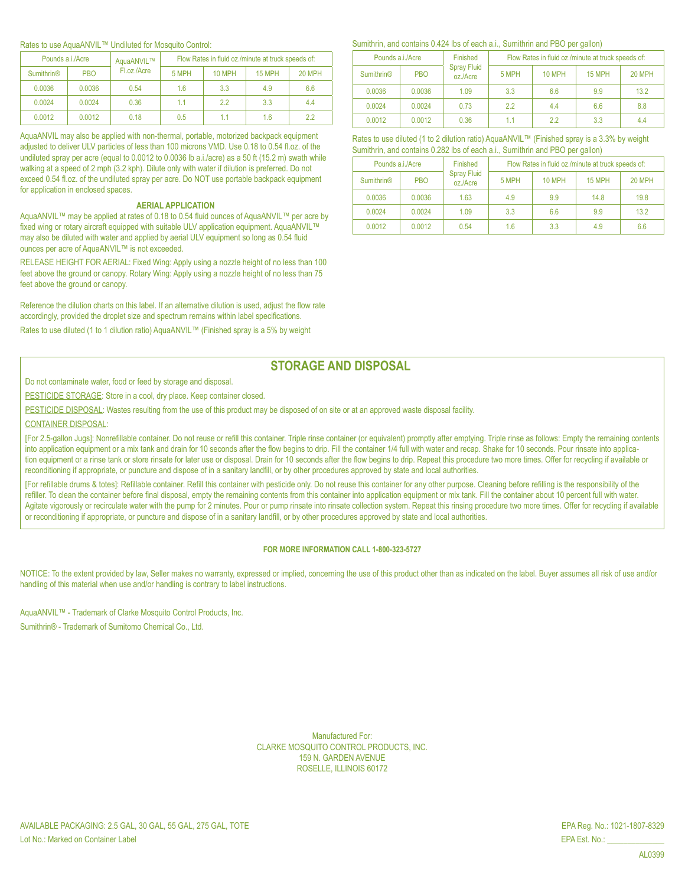Rates to use AquaANVIL™ Undiluted for Mosquito Control:

| Pounds a.i./Acre | | AquaANVIL™ Fl.oz./Acre | Flow Rates in fluid oz./minute at truck speeds of: | | | |
|---|---|---|---|---|---|---|
| Sumithrin® | PBO | | 5 MPH | 10 MPH | 15 MPH | 20 MPH |
| 0.0036 | 0.0036 | 0.54 | 1.6 | 3.3 | 4.9 | 6.6 |
| 0.0024 | 0.0024 | 0.36 | 1.1 | 2.2 | 3.3 | 4.4 |
| 0.0012 | 0.0012 | 0.18 | 0.5 | 1.1 | 1.6 | 2.2 |

AquaANVIL may also be applied with non-thermal, portable, motorized backpack equipment adjusted to deliver ULV particles of less than 100 microns VMD. Use 0.18 to 0.54 fl.oz. of the undiluted spray per acre (equal to 0.0012 to 0.0036 lb a.i./acre) as a 50 ft (15.2 m) swath while walking at a speed of 2 mph (3.2 kph). Dilute only with water if dilution is preferred. Do not exceed 0.54 fl.oz. of the undiluted spray per acre. Do NOT use portable backpack equipment for application in enclosed spaces.

**AERIAL APPLICATION**

AquaANVIL™ may be applied at rates of 0.18 to 0.54 fluid ounces of AquaANVIL™ per acre by fixed wing or rotary aircraft equipped with suitable ULV application equipment. AquaANVIL™ may also be diluted with water and applied by aerial ULV equipment so long as 0.54 fluid ounces per acre of AquaANVIL™ is not exceeded.

RELEASE HEIGHT FOR AERIAL: Fixed Wing: Apply using a nozzle height of no less than 100 feet above the ground or canopy. Rotary Wing: Apply using a nozzle height of no less than 75 feet above the ground or canopy.

Reference the dilution charts on this label. If an alternative dilution is used, adjust the flow rate accordingly, provided the droplet size and spectrum remains within label specifications.

Rates to use diluted (1 to 1 dilution ratio) AquaANVIL™ (Finished spray is a 5% by weight Sumithrin, and contains 0.424 lbs of each a.i., Sumithrin and PBO per gallon)

| Pounds a.i./Acre | | Finished Spray Fluid oz./Acre | Flow Rates in fluid oz./minute at truck speeds of: | | | |
|---|---|---|---|---|---|---|
| Sumithrin® | PBO | | 5 MPH | 10 MPH | 15 MPH | 20 MPH |
| 0.0036 | 0.0036 | 1.09 | 3.3 | 6.6 | 9.9 | 13.2 |
| 0.0024 | 0.0024 | 0.73 | 2.2 | 4.4 | 6.6 | 8.8 |
| 0.0012 | 0.0012 | 0.36 | 1.1 | 2.2 | 3.3 | 4.4 |

Rates to use diluted (1 to 2 dilution ratio) AquaANVIL™ (Finished spray is a 3.3% by weight Sumithrin, and contains 0.282 lbs of each a.i., Sumithrin and PBO per gallon)

| Pounds a.i./Acre | | Finished Spray Fluid oz./Acre | Flow Rates in fluid oz./minute at truck speeds of: | | | |
|---|---|---|---|---|---|---|
| Sumithrin® | PBO | | 5 MPH | 10 MPH | 15 MPH | 20 MPH |
| 0.0036 | 0.0036 | 1.63 | 4.9 | 9.9 | 14.8 | 19.8 |
| 0.0024 | 0.0024 | 1.09 | 3.3 | 6.6 | 9.9 | 13.2 |
| 0.0012 | 0.0012 | 0.54 | 1.6 | 3.3 | 4.9 | 6.6 |

## STORAGE AND DISPOSAL

Do not contaminate water, food or feed by storage and disposal.

PESTICIDE STORAGE: Store in a cool, dry place. Keep container closed.

PESTICIDE DISPOSAL: Wastes resulting from the use of this product may be disposed of on site or at an approved waste disposal facility.

CONTAINER DISPOSAL:

[For 2.5-gallon Jugs]: Nonrefillable container. Do not reuse or refill this container. Triple rinse container (or equivalent) promptly after emptying. Triple rinse as follows: Empty the remaining contents into application equipment or a mix tank and drain for 10 seconds after the flow begins to drip. Fill the container 1/4 full with water and recap. Shake for 10 seconds. Pour rinsate into application equipment or a rinse tank or store rinsate for later use or disposal. Drain for 10 seconds after the flow begins to drip. Repeat this procedure two more times. Offer for recycling if available or reconditioning if appropriate, or puncture and dispose of in a sanitary landfill, or by other procedures approved by state and local authorities.

[For refillable drums & totes]: Refillable container. Refill this container with pesticide only. Do not reuse this container for any other purpose. Cleaning before refilling is the responsibility of the refiller. To clean the container before final disposal, empty the remaining contents from this container into application equipment or mix tank. Fill the container about 10 percent full with water. Agitate vigorously or recirculate water with the pump for 2 minutes. Pour or pump rinsate into rinsate collection system. Repeat this rinsing procedure two more times. Offer for recycling if available or reconditioning if appropriate, or puncture and dispose of in a sanitary landfill, or by other procedures approved by state and local authorities.

**FOR MORE INFORMATION CALL 1-800-323-5727**

NOTICE: To the extent provided by law, Seller makes no warranty, expressed or implied, concerning the use of this product other than as indicated on the label. Buyer assumes all risk of use and/or handling of this material when use and/or handling is contrary to label instructions.

AquaANVIL™ - Trademark of Clarke Mosquito Control Products, Inc.

Sumithrin® - Trademark of Sumitomo Chemical Co., Ltd.

Manufactured For:
CLARKE MOSQUITO CONTROL PRODUCTS, INC.
159 N. GARDEN AVENUE
ROSELLE, ILLINOIS 60172

AVAILABLE PACKAGING: 2.5 GAL, 30 GAL, 55 GAL, 275 GAL, TOTE

Lot No.: Marked on Container Label

EPA Reg. No.: 1021-1807-8329

EPA Est. No.: ______________

AL0399